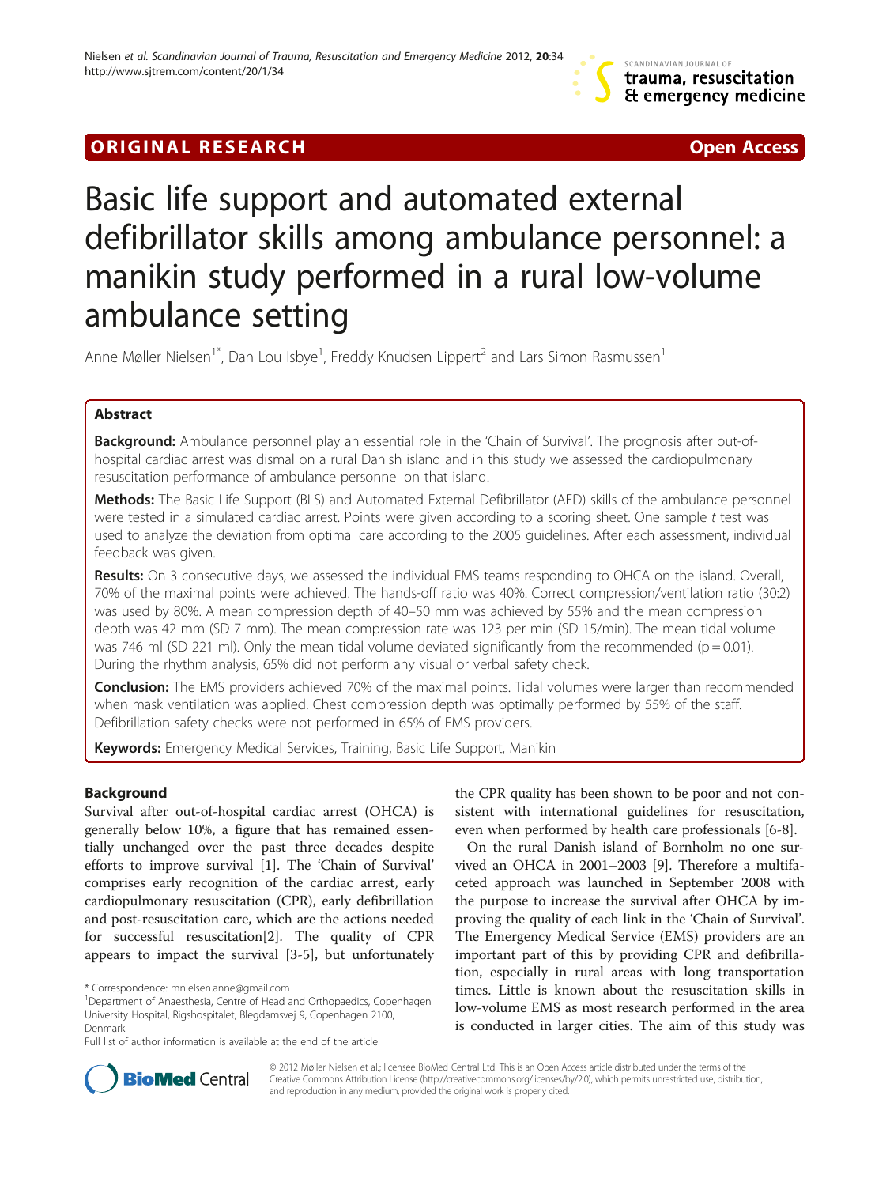ORIGINAL RESEARCH Open Access

# Basic life support and automated external defibrillator skills among ambulance personnel: a manikin study performed in a rural low-volume ambulance setting

Anne Møller Nielsen[1*], Dan Lou Isbye[1], Freddy Knudsen Lippert[2] and Lars Simon Rasmussen[1]

## Abstract

**Background:** Ambulance personnel play an essential role in the 'Chain of Survival'. The prognosis after out-of-hospital cardiac arrest was dismal on a rural Danish island and in this study we assessed the cardiopulmonary resuscitation performance of ambulance personnel on that island.

**Methods:** The Basic Life Support (BLS) and Automated External Defibrillator (AED) skills of the ambulance personnel were tested in a simulated cardiac arrest. Points were given according to a scoring sheet. One sample *t* test was used to analyze the deviation from optimal care according to the 2005 guidelines. After each assessment, individual feedback was given.

**Results:** On 3 consecutive days, we assessed the individual EMS teams responding to OHCA on the island. Overall, 70% of the maximal points were achieved. The hands-off ratio was 40%. Correct compression/ventilation ratio (30:2) was used by 80%. A mean compression depth of 40–50 mm was achieved by 55% and the mean compression depth was 42 mm (SD 7 mm). The mean compression rate was 123 per min (SD 15/min). The mean tidal volume was 746 ml (SD 221 ml). Only the mean tidal volume deviated significantly from the recommended (p = 0.01). During the rhythm analysis, 65% did not perform any visual or verbal safety check.

**Conclusion:** The EMS providers achieved 70% of the maximal points. Tidal volumes were larger than recommended when mask ventilation was applied. Chest compression depth was optimally performed by 55% of the staff. Defibrillation safety checks were not performed in 65% of EMS providers.

**Keywords:** Emergency Medical Services, Training, Basic Life Support, Manikin

## Background

Survival after out-of-hospital cardiac arrest (OHCA) is generally below 10%, a figure that has remained essentially unchanged over the past three decades despite efforts to improve survival [1]. The 'Chain of Survival' comprises early recognition of the cardiac arrest, early cardiopulmonary resuscitation (CPR), early defibrillation and post-resuscitation care, which are the actions needed for successful resuscitation[2]. The quality of CPR appears to impact the survival [3-5], but unfortunately the CPR quality has been shown to be poor and not consistent with international guidelines for resuscitation, even when performed by health care professionals [6-8].

On the rural Danish island of Bornholm no one survived an OHCA in 2001–2003 [9]. Therefore a multifaceted approach was launched in September 2008 with the purpose to increase the survival after OHCA by improving the quality of each link in the 'Chain of Survival'. The Emergency Medical Service (EMS) providers are an important part of this by providing CPR and defibrillation, especially in rural areas with long transportation times. Little is known about the resuscitation skills in low-volume EMS as most research performed in the area is conducted in larger cities. The aim of this study was

\* Correspondence: mnielsen.anne@gmail.com
[1]Department of Anaesthesia, Centre of Head and Orthopaedics, Copenhagen University Hospital, Rigshospitalet, Blegdamsvej 9, Copenhagen 2100, Denmark
Full list of author information is available at the end of the article

© 2012 Møller Nielsen et al.; licensee BioMed Central Ltd. This is an Open Access article distributed under the terms of the Creative Commons Attribution License (http://creativecommons.org/licenses/by/2.0), which permits unrestricted use, distribution, and reproduction in any medium, provided the original work is properly cited.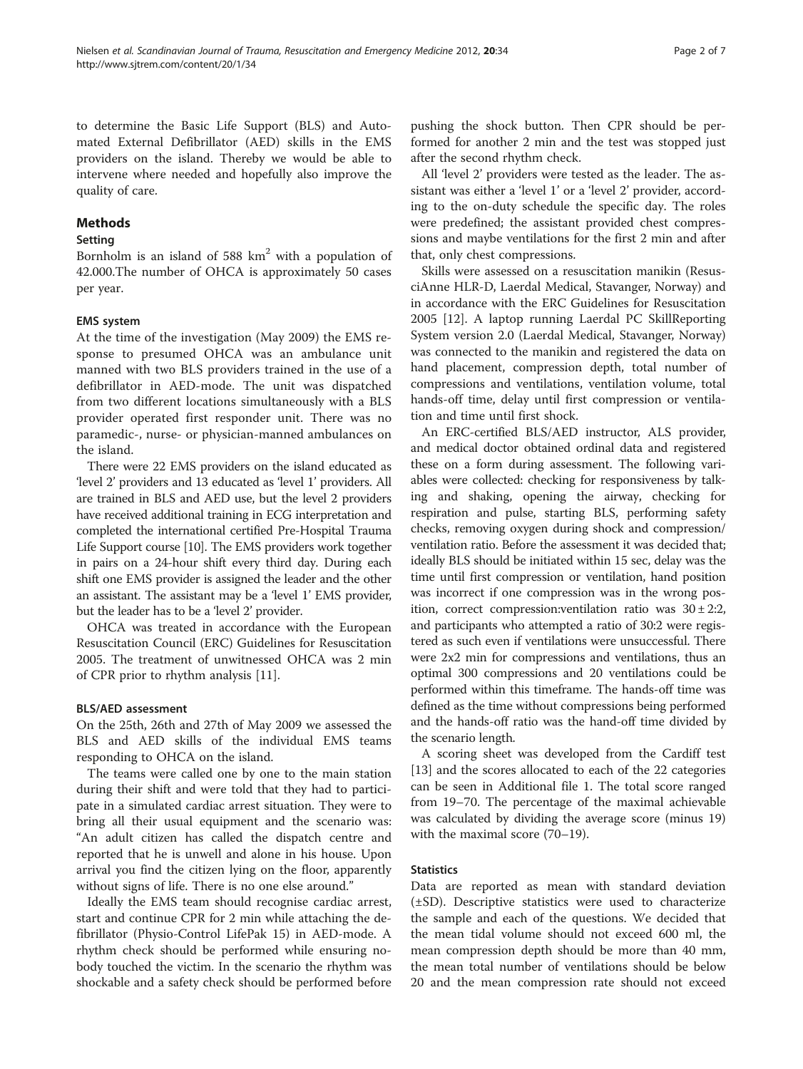to determine the Basic Life Support (BLS) and Automated External Defibrillator (AED) skills in the EMS providers on the island. Thereby we would be able to intervene where needed and hopefully also improve the quality of care.

## Methods

### Setting

Bornholm is an island of 588 km$^2$ with a population of 42.000.The number of OHCA is approximately 50 cases per year.

### EMS system

At the time of the investigation (May 2009) the EMS response to presumed OHCA was an ambulance unit manned with two BLS providers trained in the use of a defibrillator in AED-mode. The unit was dispatched from two different locations simultaneously with a BLS provider operated first responder unit. There was no paramedic-, nurse- or physician-manned ambulances on the island.

There were 22 EMS providers on the island educated as 'level 2' providers and 13 educated as 'level 1' providers. All are trained in BLS and AED use, but the level 2 providers have received additional training in ECG interpretation and completed the international certified Pre-Hospital Trauma Life Support course [10]. The EMS providers work together in pairs on a 24-hour shift every third day. During each shift one EMS provider is assigned the leader and the other an assistant. The assistant may be a 'level 1' EMS provider, but the leader has to be a 'level 2' provider.

OHCA was treated in accordance with the European Resuscitation Council (ERC) Guidelines for Resuscitation 2005. The treatment of unwitnessed OHCA was 2 min of CPR prior to rhythm analysis [11].

### BLS/AED assessment

On the 25th, 26th and 27th of May 2009 we assessed the BLS and AED skills of the individual EMS teams responding to OHCA on the island.

The teams were called one by one to the main station during their shift and were told that they had to participate in a simulated cardiac arrest situation. They were to bring all their usual equipment and the scenario was: "An adult citizen has called the dispatch centre and reported that he is unwell and alone in his house. Upon arrival you find the citizen lying on the floor, apparently without signs of life. There is no one else around."

Ideally the EMS team should recognise cardiac arrest, start and continue CPR for 2 min while attaching the defibrillator (Physio-Control LifePak 15) in AED-mode. A rhythm check should be performed while ensuring nobody touched the victim. In the scenario the rhythm was shockable and a safety check should be performed before pushing the shock button. Then CPR should be performed for another 2 min and the test was stopped just after the second rhythm check.

All 'level 2' providers were tested as the leader. The assistant was either a 'level 1' or a 'level 2' provider, according to the on-duty schedule the specific day. The roles were predefined; the assistant provided chest compressions and maybe ventilations for the first 2 min and after that, only chest compressions.

Skills were assessed on a resuscitation manikin (ResusciAnne HLR-D, Laerdal Medical, Stavanger, Norway) and in accordance with the ERC Guidelines for Resuscitation 2005 [12]. A laptop running Laerdal PC SkillReporting System version 2.0 (Laerdal Medical, Stavanger, Norway) was connected to the manikin and registered the data on hand placement, compression depth, total number of compressions and ventilations, ventilation volume, total hands-off time, delay until first compression or ventilation and time until first shock.

An ERC-certified BLS/AED instructor, ALS provider, and medical doctor obtained ordinal data and registered these on a form during assessment. The following variables were collected: checking for responsiveness by talking and shaking, opening the airway, checking for respiration and pulse, starting BLS, performing safety checks, removing oxygen during shock and compression/ventilation ratio. Before the assessment it was decided that; ideally BLS should be initiated within 15 sec, delay was the time until first compression or ventilation, hand position was incorrect if one compression was in the wrong position, correct compression:ventilation ratio was $30 \pm 2{:}2$, and participants who attempted a ratio of 30:2 were registered as such even if ventilations were unsuccessful. There were 2x2 min for compressions and ventilations, thus an optimal 300 compressions and 20 ventilations could be performed within this timeframe. The hands-off time was defined as the time without compressions being performed and the hands-off ratio was the hand-off time divided by the scenario length.

A scoring sheet was developed from the Cardiff test [13] and the scores allocated to each of the 22 categories can be seen in Additional file 1. The total score ranged from 19–70. The percentage of the maximal achievable was calculated by dividing the average score (minus 19) with the maximal score (70–19).

### Statistics

Data are reported as mean with standard deviation (±SD). Descriptive statistics were used to characterize the sample and each of the questions. We decided that the mean tidal volume should not exceed 600 ml, the mean compression depth should be more than 40 mm, the mean total number of ventilations should be below 20 and the mean compression rate should not exceed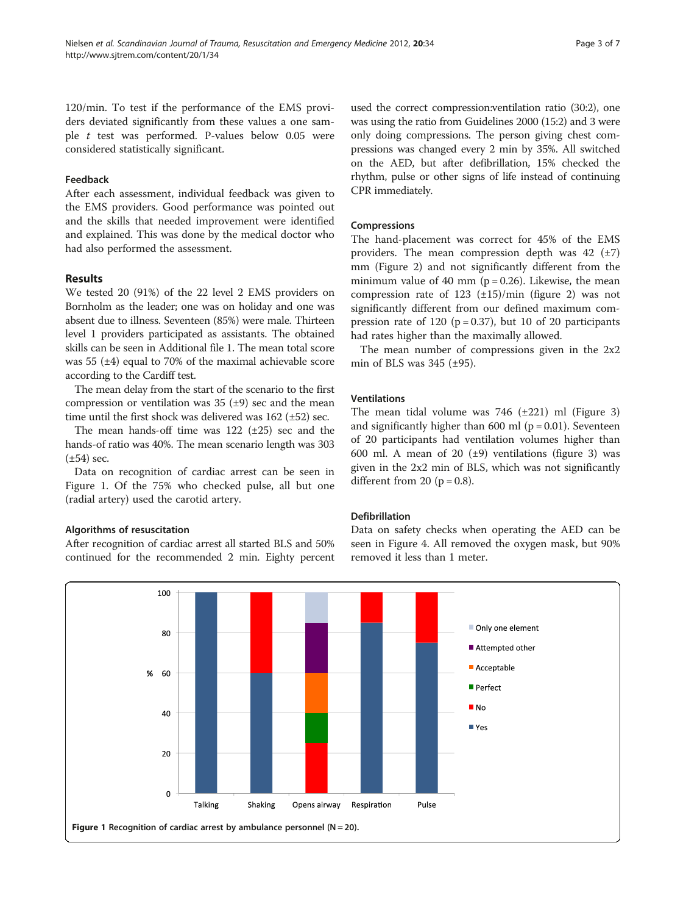120/min. To test if the performance of the EMS providers deviated significantly from these values a one sample *t* test was performed. P-values below 0.05 were considered statistically significant.

### Feedback

After each assessment, individual feedback was given to the EMS providers. Good performance was pointed out and the skills that needed improvement were identified and explained. This was done by the medical doctor who had also performed the assessment.

## Results

We tested 20 (91%) of the 22 level 2 EMS providers on Bornholm as the leader; one was on holiday and one was absent due to illness. Seventeen (85%) were male. Thirteen level 1 providers participated as assistants. The obtained skills can be seen in Additional file 1. The mean total score was 55 (±4) equal to 70% of the maximal achievable score according to the Cardiff test.

The mean delay from the start of the scenario to the first compression or ventilation was 35 (±9) sec and the mean time until the first shock was delivered was 162 (±52) sec.

The mean hands-off time was 122 (±25) sec and the hands-of ratio was 40%. The mean scenario length was 303 (±54) sec.

Data on recognition of cardiac arrest can be seen in Figure 1. Of the 75% who checked pulse, all but one (radial artery) used the carotid artery.

### Algorithms of resuscitation

After recognition of cardiac arrest all started BLS and 50% continued for the recommended 2 min. Eighty percent used the correct compression:ventilation ratio (30:2), one was using the ratio from Guidelines 2000 (15:2) and 3 were only doing compressions. The person giving chest compressions was changed every 2 min by 35%. All switched on the AED, but after defibrillation, 15% checked the rhythm, pulse or other signs of life instead of continuing CPR immediately.

### Compressions

The hand-placement was correct for 45% of the EMS providers. The mean compression depth was 42 (±7) mm (Figure 2) and not significantly different from the minimum value of 40 mm ($p = 0.26$). Likewise, the mean compression rate of 123 (±15)/min (figure 2) was not significantly different from our defined maximum compression rate of 120 ($p = 0.37$), but 10 of 20 participants had rates higher than the maximally allowed.

The mean number of compressions given in the 2x2 min of BLS was 345 (±95).

### Ventilations

The mean tidal volume was 746 (±221) ml (Figure 3) and significantly higher than 600 ml ($p = 0.01$). Seventeen of 20 participants had ventilation volumes higher than 600 ml. A mean of 20 (±9) ventilations (figure 3) was given in the 2x2 min of BLS, which was not significantly different from 20 ($p = 0.8$).

### Defibrillation

Data on safety checks when operating the AED can be seen in Figure 4. All removed the oxygen mask, but 90% removed it less than 1 meter.

**Figure 1** Recognition of cardiac arrest by ambulance personnel (N = 20).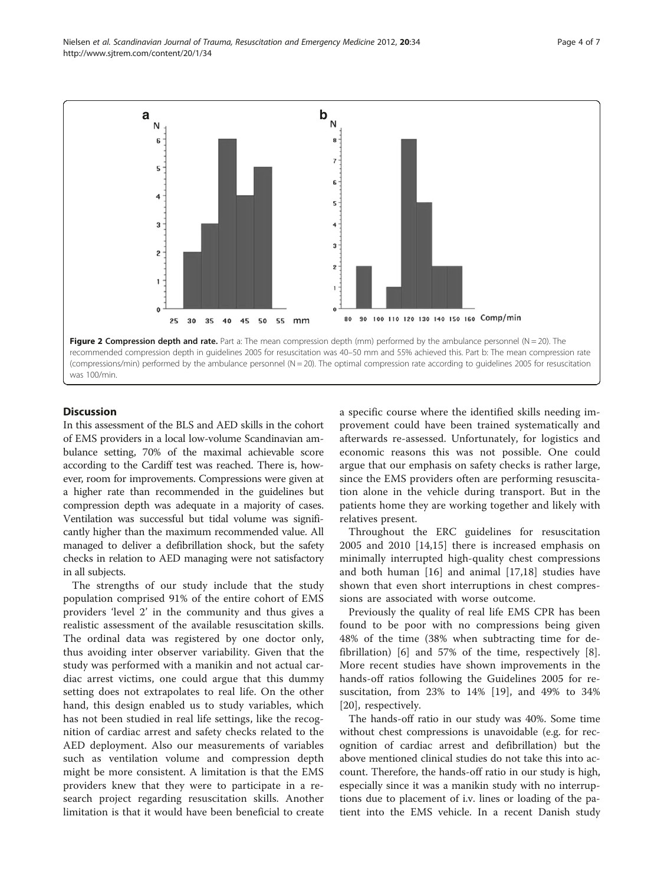**Figure 2 Compression depth and rate.** Part a: The mean compression depth (mm) performed by the ambulance personnel (N = 20). The recommended compression depth in guidelines 2005 for resuscitation was 40–50 mm and 55% achieved this. Part b: The mean compression rate (compressions/min) performed by the ambulance personnel (N = 20). The optimal compression rate according to guidelines 2005 for resuscitation was 100/min.

## Discussion

In this assessment of the BLS and AED skills in the cohort of EMS providers in a local low-volume Scandinavian ambulance setting, 70% of the maximal achievable score according to the Cardiff test was reached. There is, however, room for improvements. Compressions were given at a higher rate than recommended in the guidelines but compression depth was adequate in a majority of cases. Ventilation was successful but tidal volume was significantly higher than the maximum recommended value. All managed to deliver a defibrillation shock, but the safety checks in relation to AED managing were not satisfactory in all subjects.

The strengths of our study include that the study population comprised 91% of the entire cohort of EMS providers 'level 2' in the community and thus gives a realistic assessment of the available resuscitation skills. The ordinal data was registered by one doctor only, thus avoiding inter observer variability. Given that the study was performed with a manikin and not actual cardiac arrest victims, one could argue that this dummy setting does not extrapolates to real life. On the other hand, this design enabled us to study variables, which has not been studied in real life settings, like the recognition of cardiac arrest and safety checks related to the AED deployment. Also our measurements of variables such as ventilation volume and compression depth might be more consistent. A limitation is that the EMS providers knew that they were to participate in a research project regarding resuscitation skills. Another limitation is that it would have been beneficial to create a specific course where the identified skills needing improvement could have been trained systematically and afterwards re-assessed. Unfortunately, for logistics and economic reasons this was not possible. One could argue that our emphasis on safety checks is rather large, since the EMS providers often are performing resuscitation alone in the vehicle during transport. But in the patients home they are working together and likely with relatives present.

Throughout the ERC guidelines for resuscitation 2005 and 2010 [14,15] there is increased emphasis on minimally interrupted high-quality chest compressions and both human [16] and animal [17,18] studies have shown that even short interruptions in chest compressions are associated with worse outcome.

Previously the quality of real life EMS CPR has been found to be poor with no compressions being given 48% of the time (38% when subtracting time for defibrillation) [6] and 57% of the time, respectively [8]. More recent studies have shown improvements in the hands-off ratios following the Guidelines 2005 for resuscitation, from 23% to 14% [19], and 49% to 34% [20], respectively.

The hands-off ratio in our study was 40%. Some time without chest compressions is unavoidable (e.g. for recognition of cardiac arrest and defibrillation) but the above mentioned clinical studies do not take this into account. Therefore, the hands-off ratio in our study is high, especially since it was a manikin study with no interruptions due to placement of i.v. lines or loading of the patient into the EMS vehicle. In a recent Danish study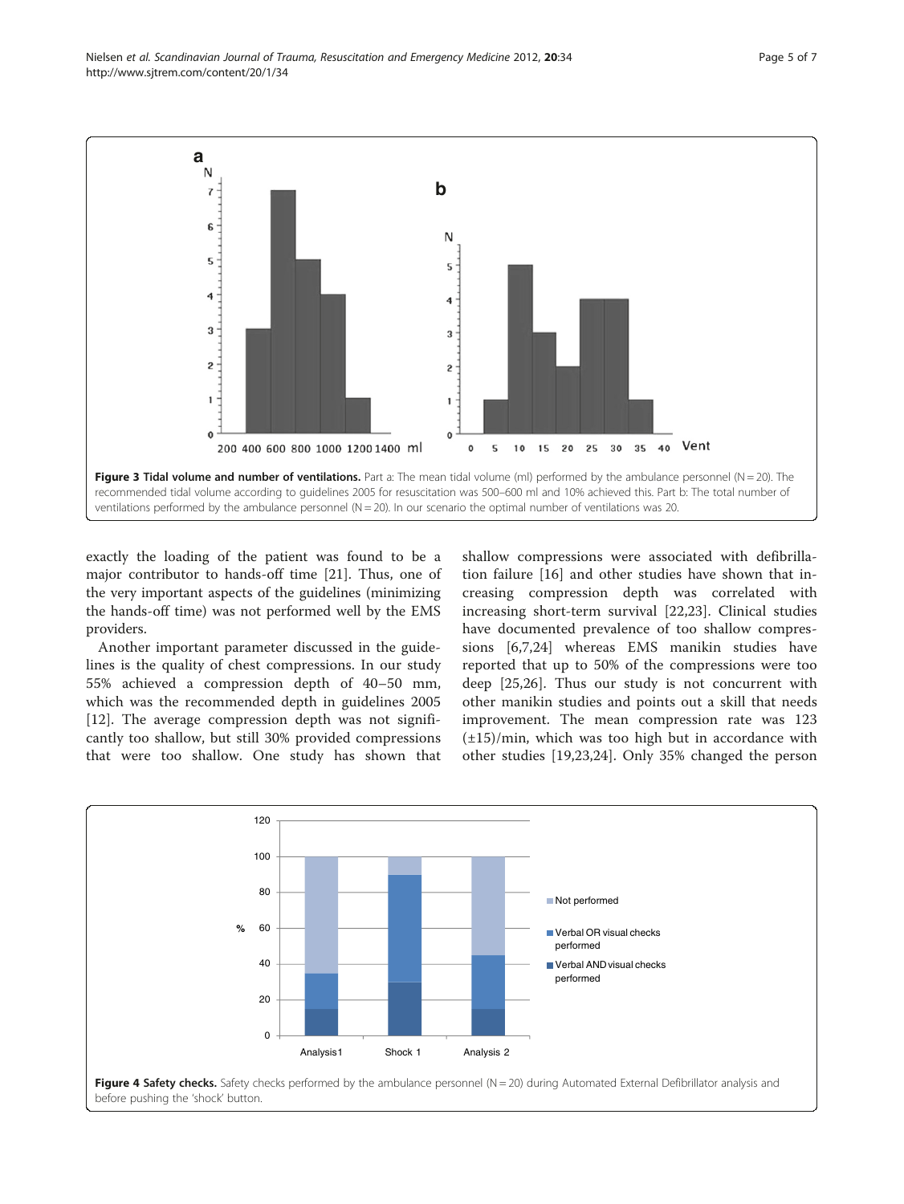**Figure 3 Tidal volume and number of ventilations.** Part a: The mean tidal volume (ml) performed by the ambulance personnel (N = 20). The recommended tidal volume according to guidelines 2005 for resuscitation was 500–600 ml and 10% achieved this. Part b: The total number of ventilations performed by the ambulance personnel (N = 20). In our scenario the optimal number of ventilations was 20.

exactly the loading of the patient was found to be a major contributor to hands-off time [21]. Thus, one of the very important aspects of the guidelines (minimizing the hands-off time) was not performed well by the EMS providers.

Another important parameter discussed in the guidelines is the quality of chest compressions. In our study 55% achieved a compression depth of 40–50 mm, which was the recommended depth in guidelines 2005 [12]. The average compression depth was not significantly too shallow, but still 30% provided compressions that were too shallow. One study has shown that shallow compressions were associated with defibrillation failure [16] and other studies have shown that increasing compression depth was correlated with increasing short-term survival [22,23]. Clinical studies have documented prevalence of too shallow compressions [6,7,24] whereas EMS manikin studies have reported that up to 50% of the compressions were too deep [25,26]. Thus our study is not concurrent with other manikin studies and points out a skill that needs improvement. The mean compression rate was 123 (±15)/min, which was too high but in accordance with other studies [19,23,24]. Only 35% changed the person

**Figure 4 Safety checks.** Safety checks performed by the ambulance personnel (N = 20) during Automated External Defibrillator analysis and before pushing the 'shock' button.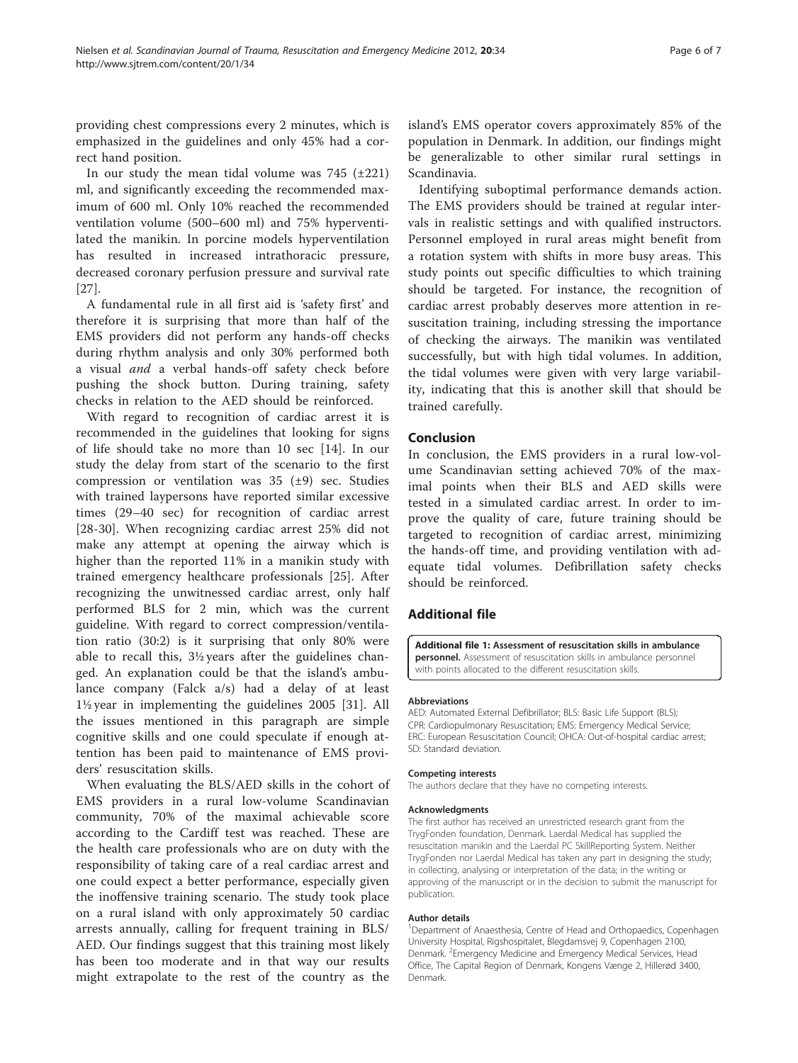providing chest compressions every 2 minutes, which is emphasized in the guidelines and only 45% had a correct hand position.

In our study the mean tidal volume was 745 (±221) ml, and significantly exceeding the recommended maximum of 600 ml. Only 10% reached the recommended ventilation volume (500–600 ml) and 75% hyperventilated the manikin. In porcine models hyperventilation has resulted in increased intrathoracic pressure, decreased coronary perfusion pressure and survival rate [27].

A fundamental rule in all first aid is 'safety first' and therefore it is surprising that more than half of the EMS providers did not perform any hands-off checks during rhythm analysis and only 30% performed both a visual *and* a verbal hands-off safety check before pushing the shock button. During training, safety checks in relation to the AED should be reinforced.

With regard to recognition of cardiac arrest it is recommended in the guidelines that looking for signs of life should take no more than 10 sec [14]. In our study the delay from start of the scenario to the first compression or ventilation was 35 (±9) sec. Studies with trained laypersons have reported similar excessive times (29–40 sec) for recognition of cardiac arrest [28-30]. When recognizing cardiac arrest 25% did not make any attempt at opening the airway which is higher than the reported 11% in a manikin study with trained emergency healthcare professionals [25]. After recognizing the unwitnessed cardiac arrest, only half performed BLS for 2 min, which was the current guideline. With regard to correct compression/ventilation ratio (30:2) is it surprising that only 80% were able to recall this, 3½ years after the guidelines changed. An explanation could be that the island's ambulance company (Falck a/s) had a delay of at least 1½ year in implementing the guidelines 2005 [31]. All the issues mentioned in this paragraph are simple cognitive skills and one could speculate if enough attention has been paid to maintenance of EMS providers' resuscitation skills.

When evaluating the BLS/AED skills in the cohort of EMS providers in a rural low-volume Scandinavian community, 70% of the maximal achievable score according to the Cardiff test was reached. These are the health care professionals who are on duty with the responsibility of taking care of a real cardiac arrest and one could expect a better performance, especially given the inoffensive training scenario. The study took place on a rural island with only approximately 50 cardiac arrests annually, calling for frequent training in BLS/AED. Our findings suggest that this training most likely has been too moderate and in that way our results might extrapolate to the rest of the country as the island's EMS operator covers approximately 85% of the population in Denmark. In addition, our findings might be generalizable to other similar rural settings in Scandinavia.

Identifying suboptimal performance demands action. The EMS providers should be trained at regular intervals in realistic settings and with qualified instructors. Personnel employed in rural areas might benefit from a rotation system with shifts in more busy areas. This study points out specific difficulties to which training should be targeted. For instance, the recognition of cardiac arrest probably deserves more attention in resuscitation training, including stressing the importance of checking the airways. The manikin was ventilated successfully, but with high tidal volumes. In addition, the tidal volumes were given with very large variability, indicating that this is another skill that should be trained carefully.

## Conclusion

In conclusion, the EMS providers in a rural low-volume Scandinavian setting achieved 70% of the maximal points when their BLS and AED skills were tested in a simulated cardiac arrest. In order to improve the quality of care, future training should be targeted to recognition of cardiac arrest, minimizing the hands-off time, and providing ventilation with adequate tidal volumes. Defibrillation safety checks should be reinforced.

## Additional file

**Additional file 1: Assessment of resuscitation skills in ambulance personnel.** Assessment of resuscitation skills in ambulance personnel with points allocated to the different resuscitation skills.

#### Abbreviations

AED: Automated External Defibrillator; BLS: Basic Life Support (BLS); CPR: Cardiopulmonary Resuscitation; EMS: Emergency Medical Service; ERC: European Resuscitation Council; OHCA: Out-of-hospital cardiac arrest; SD: Standard deviation.

#### Competing interests

The authors declare that they have no competing interests.

#### Acknowledgments

The first author has received an unrestricted research grant from the TrygFonden foundation, Denmark. Laerdal Medical has supplied the resuscitation manikin and the Laerdal PC SkillReporting System. Neither TrygFonden nor Laerdal Medical has taken any part in designing the study; in collecting, analysing or interpretation of the data; in the writing or approving of the manuscript or in the decision to submit the manuscript for publication.

#### Author details

[1]Department of Anaesthesia, Centre of Head and Orthopaedics, Copenhagen University Hospital, Rigshospitalet, Blegdamsvej 9, Copenhagen 2100, Denmark. [2]Emergency Medicine and Emergency Medical Services, Head Office, The Capital Region of Denmark, Kongens Vænge 2, Hillerød 3400, Denmark.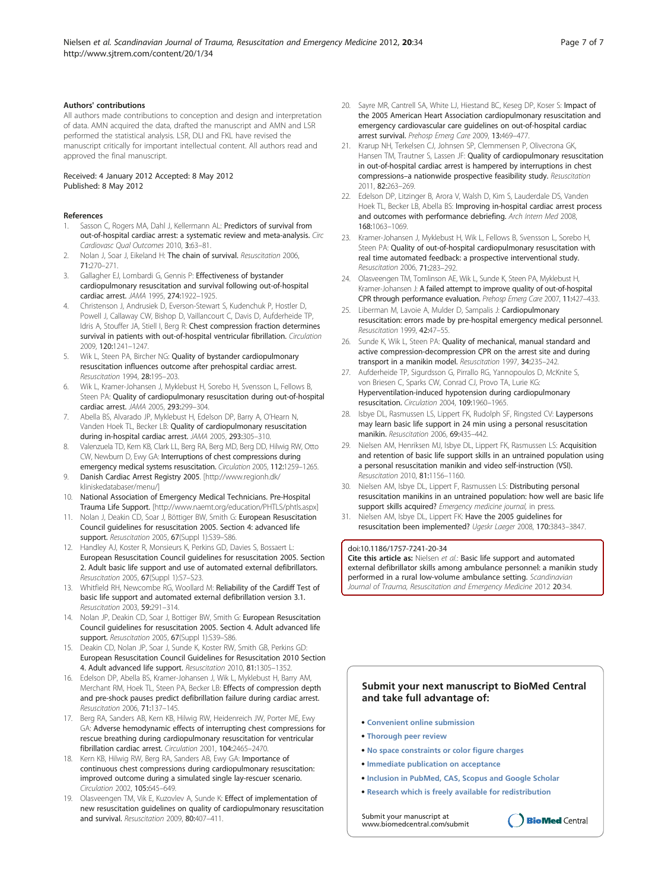### Authors' contributions

All authors made contributions to conception and design and interpretation of data. AMN acquired the data, drafted the manuscript and AMN and LSR performed the statistical analysis. LSR, DLI and FKL have revised the manuscript critically for important intellectual content. All authors read and approved the final manuscript.

Received: 4 January 2012 Accepted: 8 May 2012
Published: 8 May 2012

### References

1. Sasson C, Rogers MA, Dahl J, Kellermann AL: **Predictors of survival from out-of-hospital cardiac arrest: a systematic review and meta-analysis.** *Circ Cardiovasc Qual Outcomes* 2010, **3:**63–81.
2. Nolan J, Soar J, Eikeland H: **The chain of survival.** *Resuscitation* 2006, **71:**270–271.
3. Gallagher EJ, Lombardi G, Gennis P: **Effectiveness of bystander cardiopulmonary resuscitation and survival following out-of-hospital cardiac arrest.** *JAMA* 1995, **274:**1922–1925.
4. Christenson J, Andrusiek D, Everson-Stewart S, Kudenchuk P, Hostler D, Powell J, Callaway CW, Bishop D, Vaillancourt C, Davis D, Aufderheide TP, Idris A, Stouffer JA, Stiell I, Berg R: **Chest compression fraction determines survival in patients with out-of-hospital ventricular fibrillation.** *Circulation* 2009, **120:**1241–1247.
5. Wik L, Steen PA, Bircher NG: **Quality of bystander cardiopulmonary resuscitation influences outcome after prehospital cardiac arrest.** *Resuscitation* 1994, **28:**195–203.
6. Wik L, Kramer-Johansen J, Myklebust H, Sorebo H, Svensson L, Fellows B, Steen PA: **Quality of cardiopulmonary resuscitation during out-of-hospital cardiac arrest.** *JAMA* 2005, **293:**299–304.
7. Abella BS, Alvarado JP, Myklebust H, Edelson DP, Barry A, O'Hearn N, Vanden Hoek TL, Becker LB: **Quality of cardiopulmonary resuscitation during in-hospital cardiac arrest.** *JAMA* 2005, **293:**305–310.
8. Valenzuela TD, Kern KB, Clark LL, Berg RA, Berg MD, Berg DD, Hilwig RW, Otto CW, Newburn D, Ewy GA: **Interruptions of chest compressions during emergency medical systems resuscitation.** *Circulation* 2005, **112:**1259–1265.
9. **Danish Cardiac Arrest Registry 2005**. [http://www.regionh.dk/kliniskedatabaser/menu/]
10. **National Association of Emergency Medical Technicians. Pre-Hospital Trauma Life Support.** [http://www.naemt.org/education/PHTLS/phtls.aspx]
11. Nolan J, Deakin CD, Soar J, Böttiger BW, Smith G: **European Resuscitation Council guidelines for resuscitation 2005. Section 4: advanced life support.** *Resuscitation* 2005, **67**(Suppl 1):S39–S86.
12. Handley AJ, Koster R, Monsieurs K, Perkins GD, Davies S, Bossaert L: **European Resuscitation Council guidelines for resuscitation 2005. Section 2. Adult basic life support and use of automated external defibrillators.** *Resuscitation* 2005, **67**(Suppl 1):S7–S23.
13. Whitfield RH, Newcombe RG, Woollard M: **Reliability of the Cardiff Test of basic life support and automated external defibrillation version 3.1.** *Resuscitation* 2003, **59:**291–314.
14. Nolan JP, Deakin CD, Soar J, Bottiger BW, Smith G: **European Resuscitation Council guidelines for resuscitation 2005. Section 4. Adult advanced life support.** *Resuscitation* 2005, **67**(Suppl 1):S39–S86.
15. Deakin CD, Nolan JP, Soar J, Sunde K, Koster RW, Smith GB, Perkins GD: **European Resuscitation Council Guidelines for Resuscitation 2010 Section 4. Adult advanced life support.** *Resuscitation* 2010, **81:**1305–1352.
16. Edelson DP, Abella BS, Kramer-Johansen J, Wik L, Myklebust H, Barry AM, Merchant RM, Hoek TL, Steen PA, Becker LB: **Effects of compression depth and pre-shock pauses predict defibrillation failure during cardiac arrest.** *Resuscitation* 2006, **71:**137–145.
17. Berg RA, Sanders AB, Kern KB, Hilwig RW, Heidenreich JW, Porter ME, Ewy GA: **Adverse hemodynamic effects of interrupting chest compressions for rescue breathing during cardiopulmonary resuscitation for ventricular fibrillation cardiac arrest.** *Circulation* 2001, **104:**2465–2470.
18. Kern KB, Hilwig RW, Berg RA, Sanders AB, Ewy GA: **Importance of continuous chest compressions during cardiopulmonary resuscitation: improved outcome during a simulated single lay-rescuer scenario.** *Circulation* 2002, **105:**645–649.
19. Olasveengen TM, Vik E, Kuzovlev A, Sunde K: **Effect of implementation of new resuscitation guidelines on quality of cardiopulmonary resuscitation and survival.** *Resuscitation* 2009, **80:**407–411.
20. Sayre MR, Cantrell SA, White LJ, Hiestand BC, Keseg DP, Koser S: **Impact of the 2005 American Heart Association cardiopulmonary resuscitation and emergency cardiovascular care guidelines on out-of-hospital cardiac arrest survival.** *Prehosp Emerg Care* 2009, **13:**469–477.
21. Krarup NH, Terkelsen CJ, Johnsen SP, Clemmensen P, Olivecrona GK, Hansen TM, Trautner S, Lassen JF: **Quality of cardiopulmonary resuscitation in out-of-hospital cardiac arrest is hampered by interruptions in chest compressions–a nationwide prospective feasibility study.** *Resuscitation* 2011, **82:**263–269.
22. Edelson DP, Litzinger B, Arora V, Walsh D, Kim S, Lauderdale DS, Vanden Hoek TL, Becker LB, Abella BS: **Improving in-hospital cardiac arrest process and outcomes with performance debriefing.** *Arch Intern Med* 2008, **168:**1063–1069.
23. Kramer-Johansen J, Myklebust H, Wik L, Fellows B, Svensson L, Sorebo H, Steen PA: **Quality of out-of-hospital cardiopulmonary resuscitation with real time automated feedback: a prospective interventional study.** *Resuscitation* 2006, **71:**283–292.
24. Olasveengen TM, Tomlinson AE, Wik L, Sunde K, Steen PA, Myklebust H, Kramer-Johansen J: **A failed attempt to improve quality of out-of-hospital CPR through performance evaluation.** *Prehosp Emerg Care* 2007, **11:**427–433.
25. Liberman M, Lavoie A, Mulder D, Sampalis J: **Cardiopulmonary resuscitation: errors made by pre-hospital emergency medical personnel.** *Resuscitation* 1999, **42:**47–55.
26. Sunde K, Wik L, Steen PA: **Quality of mechanical, manual standard and active compression-decompression CPR on the arrest site and during transport in a manikin model.** *Resuscitation* 1997, **34:**235–242.
27. Aufderheide TP, Sigurdsson G, Pirrallo RG, Yannopoulos D, McKnite S, von Briesen C, Sparks CW, Conrad CJ, Provo TA, Lurie KG: **Hyperventilation-induced hypotension during cardiopulmonary resuscitation.** *Circulation* 2004, **109:**1960–1965.
28. Isbye DL, Rasmussen LS, Lippert FK, Rudolph SF, Ringsted CV: **Laypersons may learn basic life support in 24 min using a personal resuscitation manikin.** *Resuscitation* 2006, **69:**435–442.
29. Nielsen AM, Henriksen MJ, Isbye DL, Lippert FK, Rasmussen LS: **Acquisition and retention of basic life support skills in an untrained population using a personal resuscitation manikin and video self-instruction (VSI).** *Resuscitation* 2010, **81:**1156–1160.
30. Nielsen AM, Isbye DL, Lippert F, Rasmussen LS: **Distributing personal resuscitation manikins in an untrained population: how well are basic life support skills acquired?** *Emergency medicine journal*, in press.
31. Nielsen AM, Isbye DL, Lippert FK: **Have the 2005 guidelines for resuscitation been implemented?** *Ugeskr Laeger* 2008, **170:**3843–3847.

doi:10.1186/1757-7241-20-34
**Cite this article as:** Nielsen *et al.*: Basic life support and automated external defibrillator skills among ambulance personnel: a manikin study performed in a rural low-volume ambulance setting. *Scandinavian Journal of Trauma, Resuscitation and Emergency Medicine* 2012 **20**:34.

**Submit your next manuscript to BioMed Central and take full advantage of:**

- Convenient online submission
- Thorough peer review
- No space constraints or color figure charges
- Immediate publication on acceptance
- Inclusion in PubMed, CAS, Scopus and Google Scholar
- Research which is freely available for redistribution

Submit your manuscript at www.biomedcentral.com/submit

BioMed Central